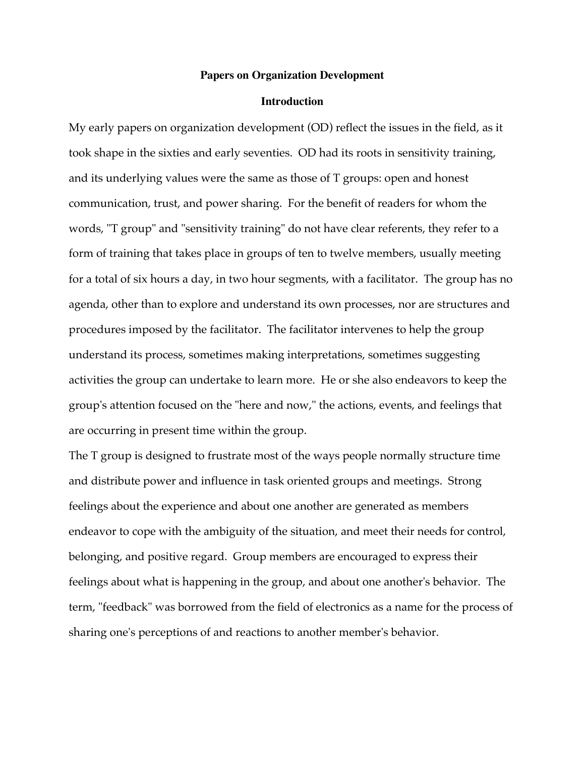# Papers on Organization Development

## Introduction

My early papers on organization development (OD) reflect the issues in the field, as it took shape in the sixties and early seventies. OD had its roots in sensitivity training, and its underlying values were the same as those of T groups: open and honest communication, trust, and power sharing. For the benefit of readers for whom the words, "T group" and "sensitivity training" do not have clear referents, they refer to a form of training that takes place in groups of ten to twelve members, usually meeting for a total of six hours a day, in two hour segments, with a facilitator. The group has no agenda, other than to explore and understand its own processes, nor are structures and procedures imposed by the facilitator. The facilitator intervenes to help the group understand its process, sometimes making interpretations, sometimes suggesting activities the group can undertake to learn more. He or she also endeavors to keep the group's attention focused on the "here and now," the actions, events, and feelings that are occurring in present time within the group.

The T group is designed to frustrate most of the ways people normally structure time and distribute power and influence in task oriented groups and meetings. Strong feelings about the experience and about one another are generated as members endeavor to cope with the ambiguity of the situation, and meet their needs for control, belonging, and positive regard. Group members are encouraged to express their feelings about what is happening in the group, and about one another's behavior. The term, "feedback" was borrowed from the field of electronics as a name for the process of sharing one's perceptions of and reactions to another member's behavior.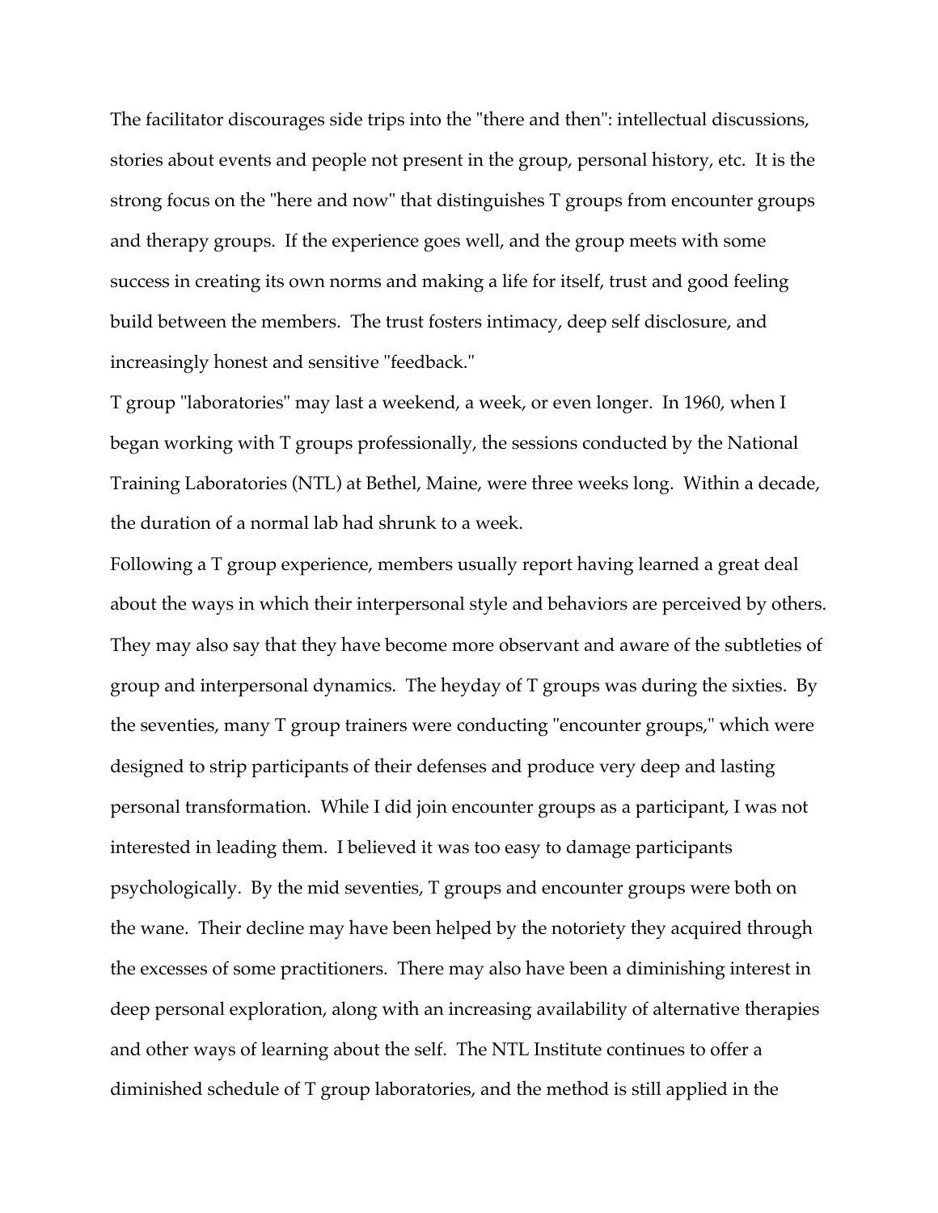The facilitator discourages side trips into the "there and then": intellectual discussions, stories about events and people not present in the group, personal history, etc. It is the strong focus on the "here and now" that distinguishes T groups from encounter groups and therapy groups. If the experience goes well, and the group meets with some success in creating its own norms and making a life for itself, trust and good feeling build between the members. The trust fosters intimacy, deep self disclosure, and increasingly honest and sensitive "feedback."

T group "laboratories" may last a weekend, a week, or even longer. In 1960, when I began working with T groups professionally, the sessions conducted by the National Training Laboratories (NTL) at Bethel, Maine, were three weeks long. Within a decade, the duration of a normal lab had shrunk to a week.

Following a T group experience, members usually report having learned a great deal about the ways in which their interpersonal style and behaviors are perceived by others. They may also say that they have become more observant and aware of the subtleties of group and interpersonal dynamics. The heyday of T groups was during the sixties. By the seventies, many T group trainers were conducting "encounter groups," which were designed to strip participants of their defenses and produce very deep and lasting personal transformation. While I did join encounter groups as a participant, I was not interested in leading them. I believed it was too easy to damage participants psychologically. By the mid seventies, T groups and encounter groups were both on the wane. Their decline may have been helped by the notoriety they acquired through the excesses of some practitioners. There may also have been a diminishing interest in deep personal exploration, along with an increasing availability of alternative therapies and other ways of learning about the self. The NTL Institute continues to offer a diminished schedule of T group laboratories, and the method is still applied in the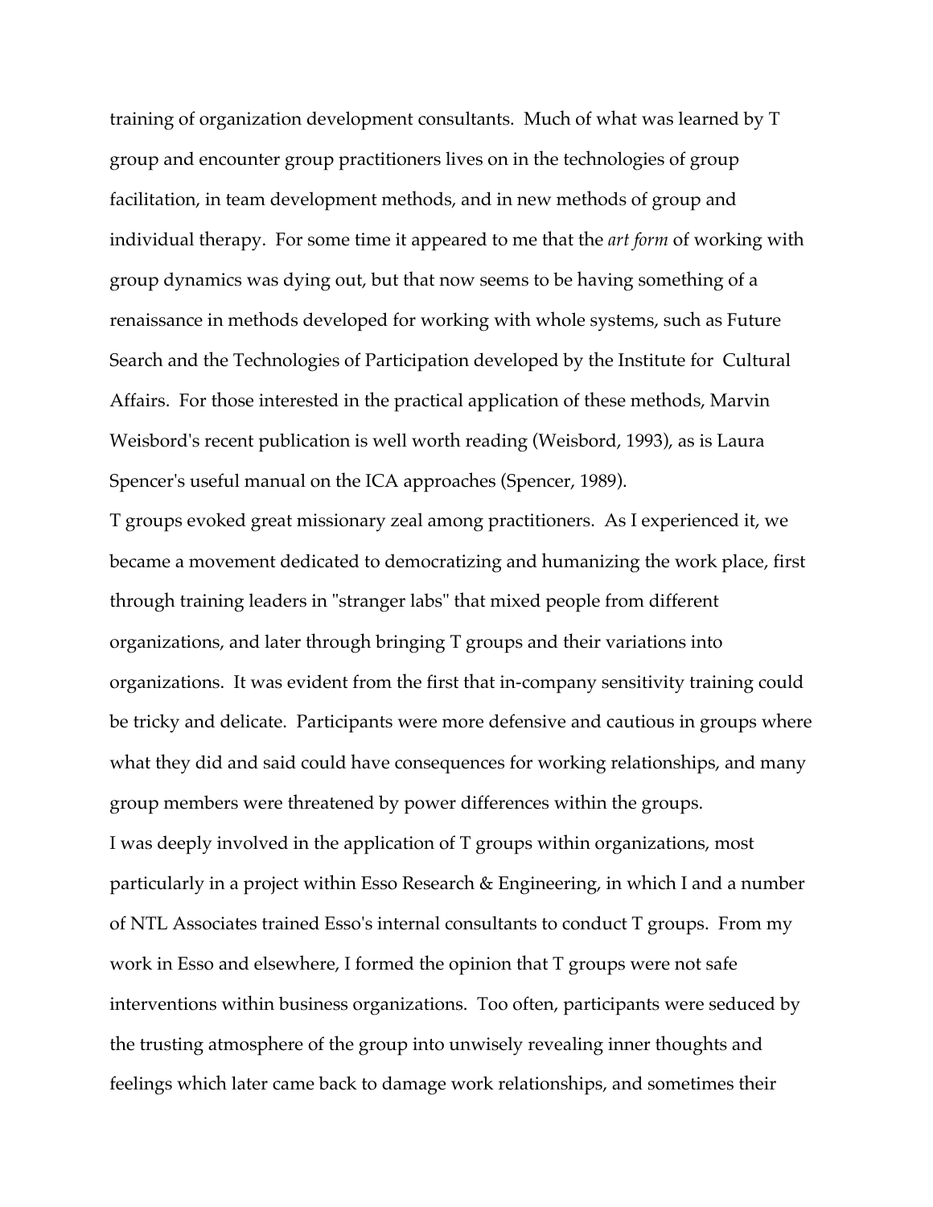training of organization development consultants. Much of what was learned by T group and encounter group practitioners lives on in the technologies of group facilitation, in team development methods, and in new methods of group and individual therapy. For some time it appeared to me that the *art form* of working with group dynamics was dying out, but that now seems to be having something of a renaissance in methods developed for working with whole systems, such as Future Search and the Technologies of Participation developed by the Institute for Cultural Affairs. For those interested in the practical application of these methods, Marvin Weisbord's recent publication is well worth reading (Weisbord, 1993), as is Laura Spencer's useful manual on the ICA approaches (Spencer, 1989).

T groups evoked great missionary zeal among practitioners. As I experienced it, we became a movement dedicated to democratizing and humanizing the work place, first through training leaders in "stranger labs" that mixed people from different organizations, and later through bringing T groups and their variations into organizations. It was evident from the first that in-company sensitivity training could be tricky and delicate. Participants were more defensive and cautious in groups where what they did and said could have consequences for working relationships, and many group members were threatened by power differences within the groups.

I was deeply involved in the application of T groups within organizations, most particularly in a project within Esso Research & Engineering, in which I and a number of NTL Associates trained Esso's internal consultants to conduct T groups. From my work in Esso and elsewhere, I formed the opinion that T groups were not safe interventions within business organizations. Too often, participants were seduced by the trusting atmosphere of the group into unwisely revealing inner thoughts and feelings which later came back to damage work relationships, and sometimes their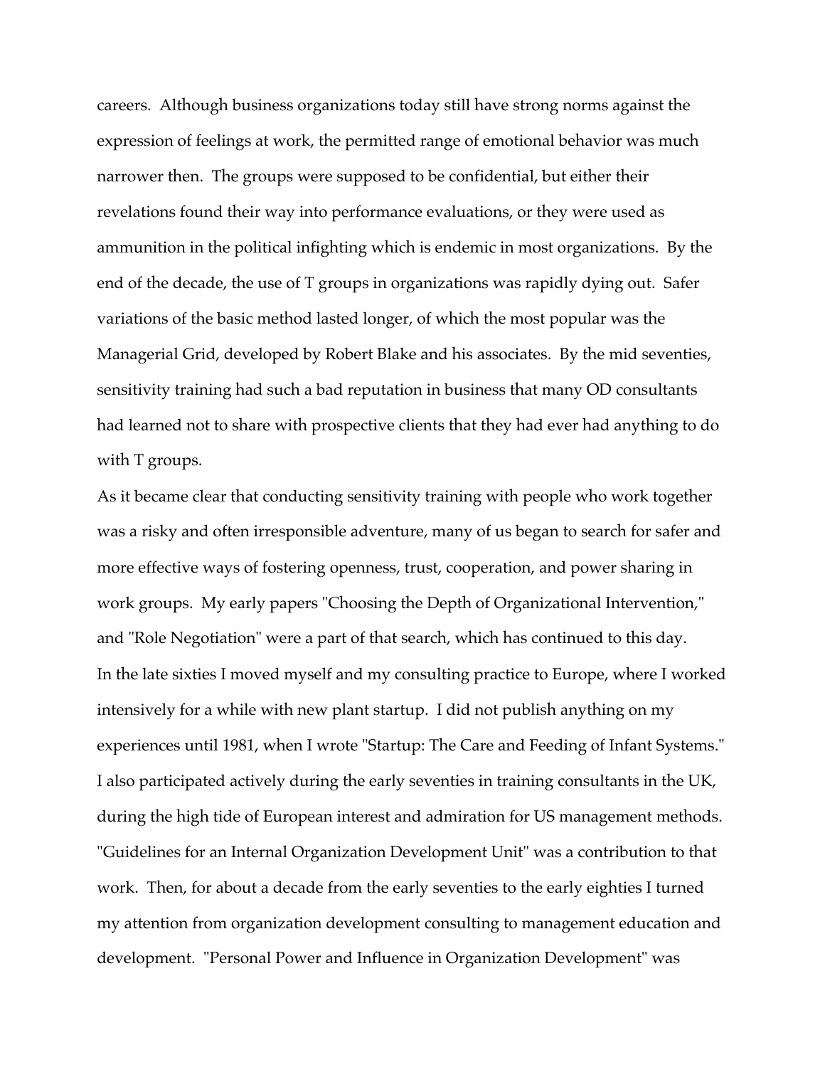careers. Although business organizations today still have strong norms against the expression of feelings at work, the permitted range of emotional behavior was much narrower then. The groups were supposed to be confidential, but either their revelations found their way into performance evaluations, or they were used as ammunition in the political infighting which is endemic in most organizations. By the end of the decade, the use of T groups in organizations was rapidly dying out. Safer variations of the basic method lasted longer, of which the most popular was the Managerial Grid, developed by Robert Blake and his associates. By the mid seventies, sensitivity training had such a bad reputation in business that many OD consultants had learned not to share with prospective clients that they had ever had anything to do with T groups.

As it became clear that conducting sensitivity training with people who work together was a risky and often irresponsible adventure, many of us began to search for safer and more effective ways of fostering openness, trust, cooperation, and power sharing in work groups. My early papers "Choosing the Depth of Organizational Intervention," and "Role Negotiation" were a part of that search, which has continued to this day.

In the late sixties I moved myself and my consulting practice to Europe, where I worked intensively for a while with new plant startup. I did not publish anything on my experiences until 1981, when I wrote "Startup: The Care and Feeding of Infant Systems." I also participated actively during the early seventies in training consultants in the UK, during the high tide of European interest and admiration for US management methods. "Guidelines for an Internal Organization Development Unit" was a contribution to that work. Then, for about a decade from the early seventies to the early eighties I turned my attention from organization development consulting to management education and development. "Personal Power and Influence in Organization Development" was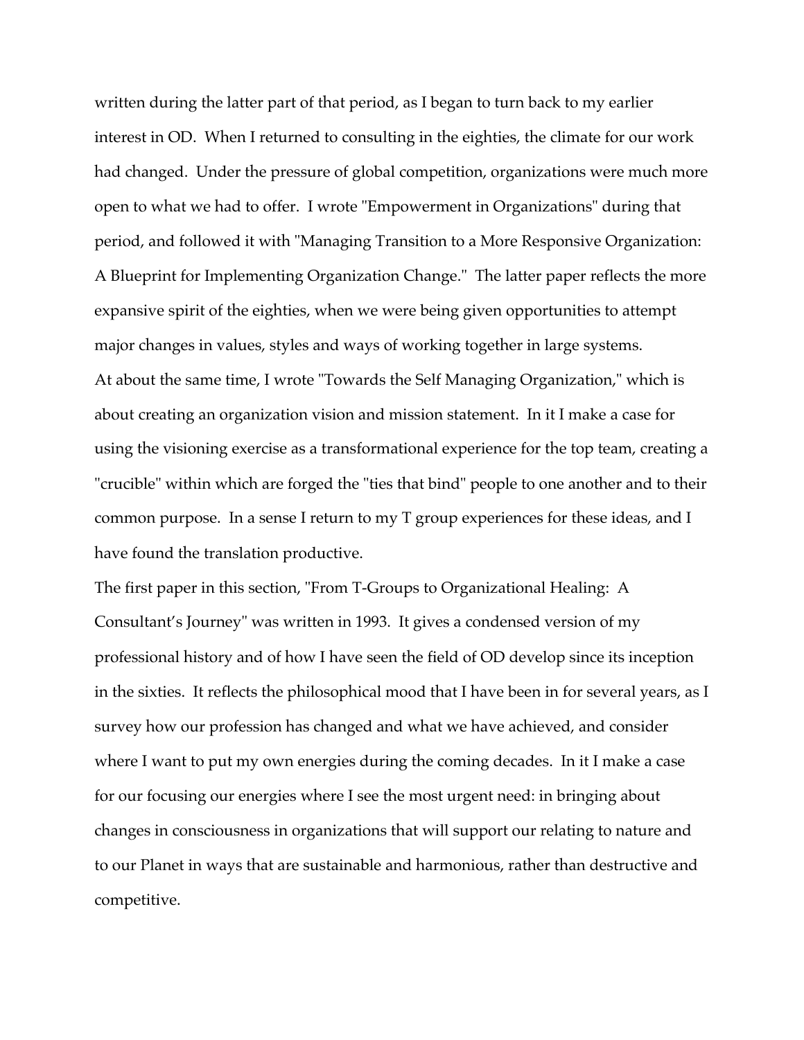written during the latter part of that period, as I began to turn back to my earlier interest in OD. When I returned to consulting in the eighties, the climate for our work had changed. Under the pressure of global competition, organizations were much more open to what we had to offer. I wrote "Empowerment in Organizations" during that period, and followed it with "Managing Transition to a More Responsive Organization: A Blueprint for Implementing Organization Change." The latter paper reflects the more expansive spirit of the eighties, when we were being given opportunities to attempt major changes in values, styles and ways of working together in large systems.

At about the same time, I wrote "Towards the Self Managing Organization," which is about creating an organization vision and mission statement. In it I make a case for using the visioning exercise as a transformational experience for the top team, creating a "crucible" within which are forged the "ties that bind" people to one another and to their common purpose. In a sense I return to my T group experiences for these ideas, and I have found the translation productive.

The first paper in this section, "From T-Groups to Organizational Healing: A Consultant's Journey" was written in 1993. It gives a condensed version of my professional history and of how I have seen the field of OD develop since its inception in the sixties. It reflects the philosophical mood that I have been in for several years, as I survey how our profession has changed and what we have achieved, and consider where I want to put my own energies during the coming decades. In it I make a case for our focusing our energies where I see the most urgent need: in bringing about changes in consciousness in organizations that will support our relating to nature and to our Planet in ways that are sustainable and harmonious, rather than destructive and competitive.